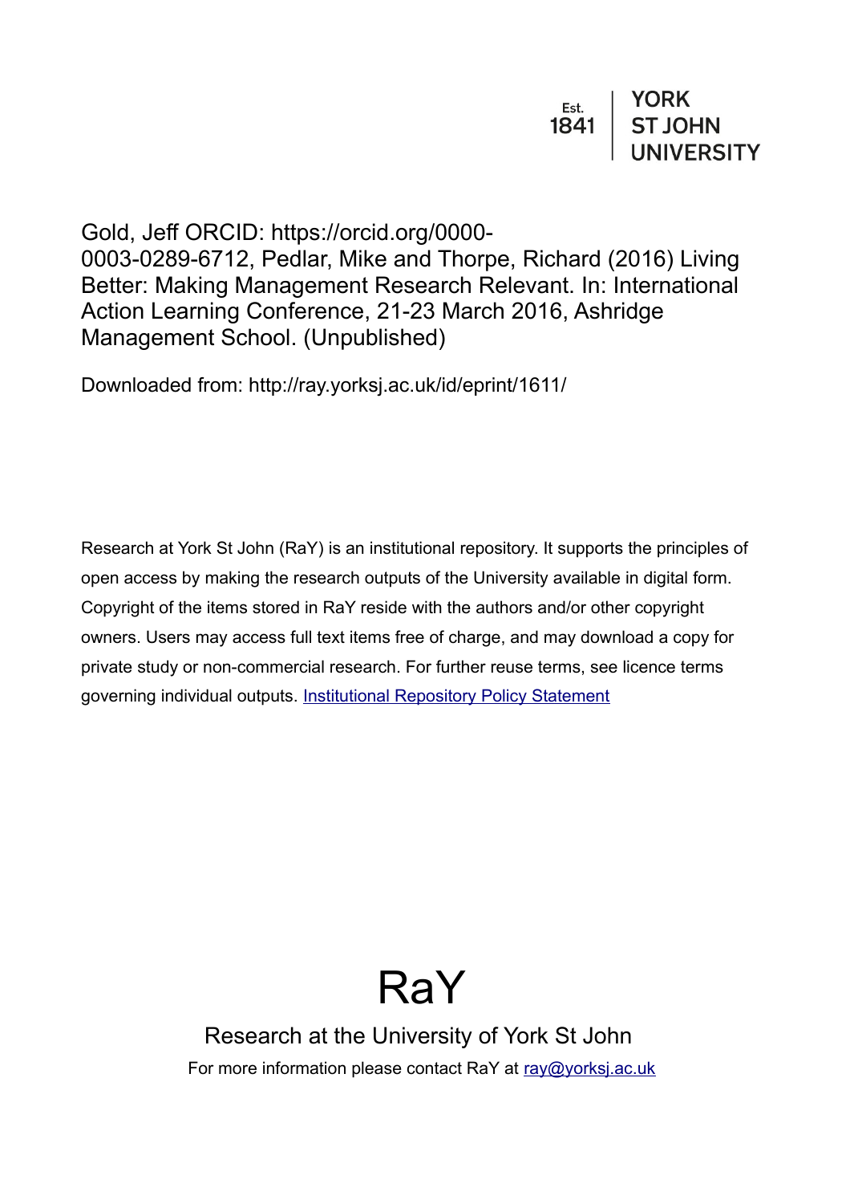Est. 1841 | YORK ST JOHN UNIVERSITY

Gold, Jeff ORCID: https://orcid.org/0000-0003-0289-6712, Pedlar, Mike and Thorpe, Richard (2016) Living Better: Making Management Research Relevant. In: International Action Learning Conference, 21-23 March 2016, Ashridge Management School. (Unpublished)

Downloaded from: http://ray.yorksj.ac.uk/id/eprint/1611/

Research at York St John (RaY) is an institutional repository. It supports the principles of open access by making the research outputs of the University available in digital form. Copyright of the items stored in RaY reside with the authors and/or other copyright owners. Users may access full text items free of charge, and may download a copy for private study or non-commercial research. For further reuse terms, see licence terms governing individual outputs. [Institutional Repository Policy Statement]

# RaY

Research at the University of York St John

For more information please contact RaY at ray@yorksj.ac.uk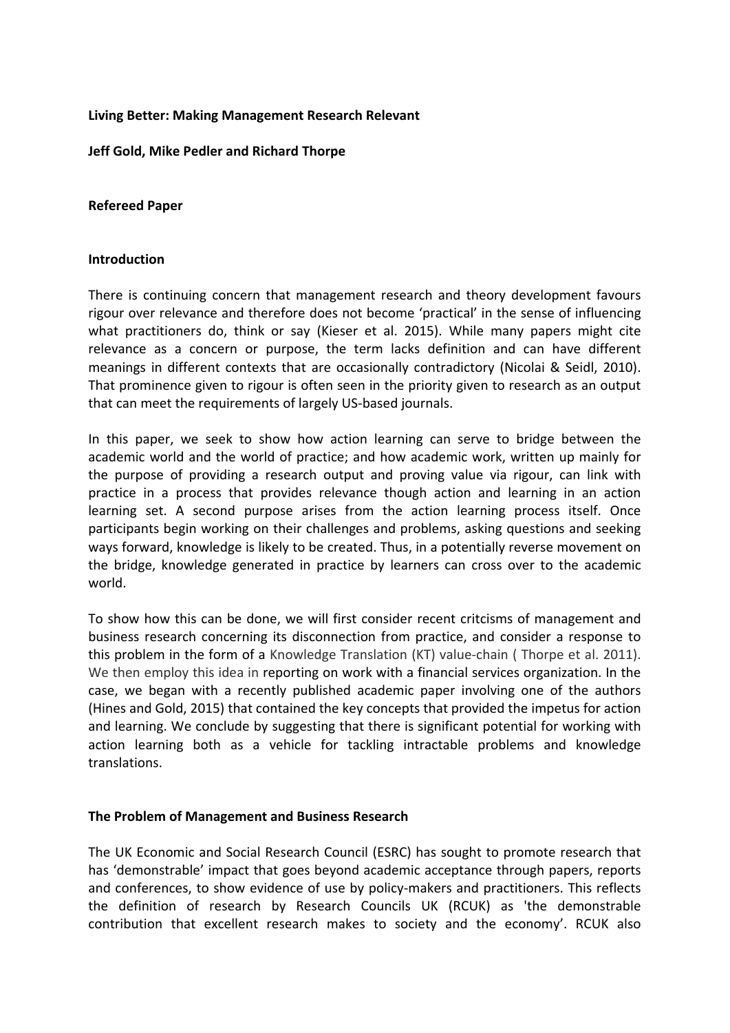**Living Better: Making Management Research Relevant**

**Jeff Gold, Mike Pedler and Richard Thorpe**

**Refereed Paper**

## Introduction

There is continuing concern that management research and theory development favours rigour over relevance and therefore does not become 'practical' in the sense of influencing what practitioners do, think or say (Kieser et al. 2015). While many papers might cite relevance as a concern or purpose, the term lacks definition and can have different meanings in different contexts that are occasionally contradictory (Nicolai & Seidl, 2010). That prominence given to rigour is often seen in the priority given to research as an output that can meet the requirements of largely US-based journals.

In this paper, we seek to show how action learning can serve to bridge between the academic world and the world of practice; and how academic work, written up mainly for the purpose of providing a research output and proving value via rigour, can link with practice in a process that provides relevance though action and learning in an action learning set. A second purpose arises from the action learning process itself. Once participants begin working on their challenges and problems, asking questions and seeking ways forward, knowledge is likely to be created. Thus, in a potentially reverse movement on the bridge, knowledge generated in practice by learners can cross over to the academic world.

To show how this can be done, we will first consider recent critcisms of management and business research concerning its disconnection from practice, and consider a response to this problem in the form of a Knowledge Translation (KT) value-chain ( Thorpe et al. 2011). We then employ this idea in reporting on work with a financial services organization. In the case, we began with a recently published academic paper involving one of the authors (Hines and Gold, 2015) that contained the key concepts that provided the impetus for action and learning. We conclude by suggesting that there is significant potential for working with action learning both as a vehicle for tackling intractable problems and knowledge translations.

## The Problem of Management and Business Research

The UK Economic and Social Research Council (ESRC) has sought to promote research that has 'demonstrable' impact that goes beyond academic acceptance through papers, reports and conferences, to show evidence of use by policy-makers and practitioners. This reflects the definition of research by Research Councils UK (RCUK) as 'the demonstrable contribution that excellent research makes to society and the economy'. RCUK also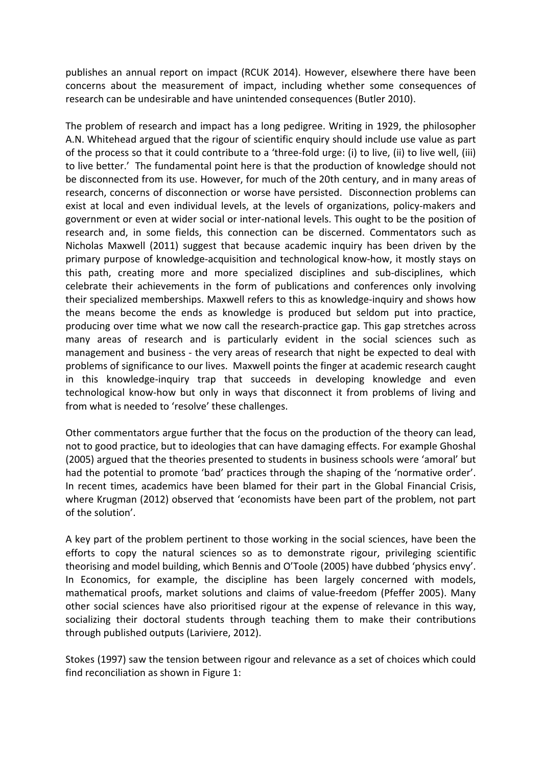publishes an annual report on impact (RCUK 2014). However, elsewhere there have been concerns about the measurement of impact, including whether some consequences of research can be undesirable and have unintended consequences (Butler 2010).

The problem of research and impact has a long pedigree. Writing in 1929, the philosopher A.N. Whitehead argued that the rigour of scientific enquiry should include use value as part of the process so that it could contribute to a 'three-fold urge: (i) to live, (ii) to live well, (iii) to live better.' The fundamental point here is that the production of knowledge should not be disconnected from its use. However, for much of the 20th century, and in many areas of research, concerns of disconnection or worse have persisted. Disconnection problems can exist at local and even individual levels, at the levels of organizations, policy-makers and government or even at wider social or inter-national levels. This ought to be the position of research and, in some fields, this connection can be discerned. Commentators such as Nicholas Maxwell (2011) suggest that because academic inquiry has been driven by the primary purpose of knowledge-acquisition and technological know-how, it mostly stays on this path, creating more and more specialized disciplines and sub-disciplines, which celebrate their achievements in the form of publications and conferences only involving their specialized memberships. Maxwell refers to this as knowledge-inquiry and shows how the means become the ends as knowledge is produced but seldom put into practice, producing over time what we now call the research-practice gap. This gap stretches across many areas of research and is particularly evident in the social sciences such as management and business - the very areas of research that night be expected to deal with problems of significance to our lives. Maxwell points the finger at academic research caught in this knowledge-inquiry trap that succeeds in developing knowledge and even technological know-how but only in ways that disconnect it from problems of living and from what is needed to 'resolve' these challenges.

Other commentators argue further that the focus on the production of the theory can lead, not to good practice, but to ideologies that can have damaging effects. For example Ghoshal (2005) argued that the theories presented to students in business schools were 'amoral' but had the potential to promote 'bad' practices through the shaping of the 'normative order'. In recent times, academics have been blamed for their part in the Global Financial Crisis, where Krugman (2012) observed that 'economists have been part of the problem, not part of the solution'.

A key part of the problem pertinent to those working in the social sciences, have been the efforts to copy the natural sciences so as to demonstrate rigour, privileging scientific theorising and model building, which Bennis and O'Toole (2005) have dubbed 'physics envy'. In Economics, for example, the discipline has been largely concerned with models, mathematical proofs, market solutions and claims of value-freedom (Pfeffer 2005). Many other social sciences have also prioritised rigour at the expense of relevance in this way, socializing their doctoral students through teaching them to make their contributions through published outputs (Lariviere, 2012).

Stokes (1997) saw the tension between rigour and relevance as a set of choices which could find reconciliation as shown in Figure 1: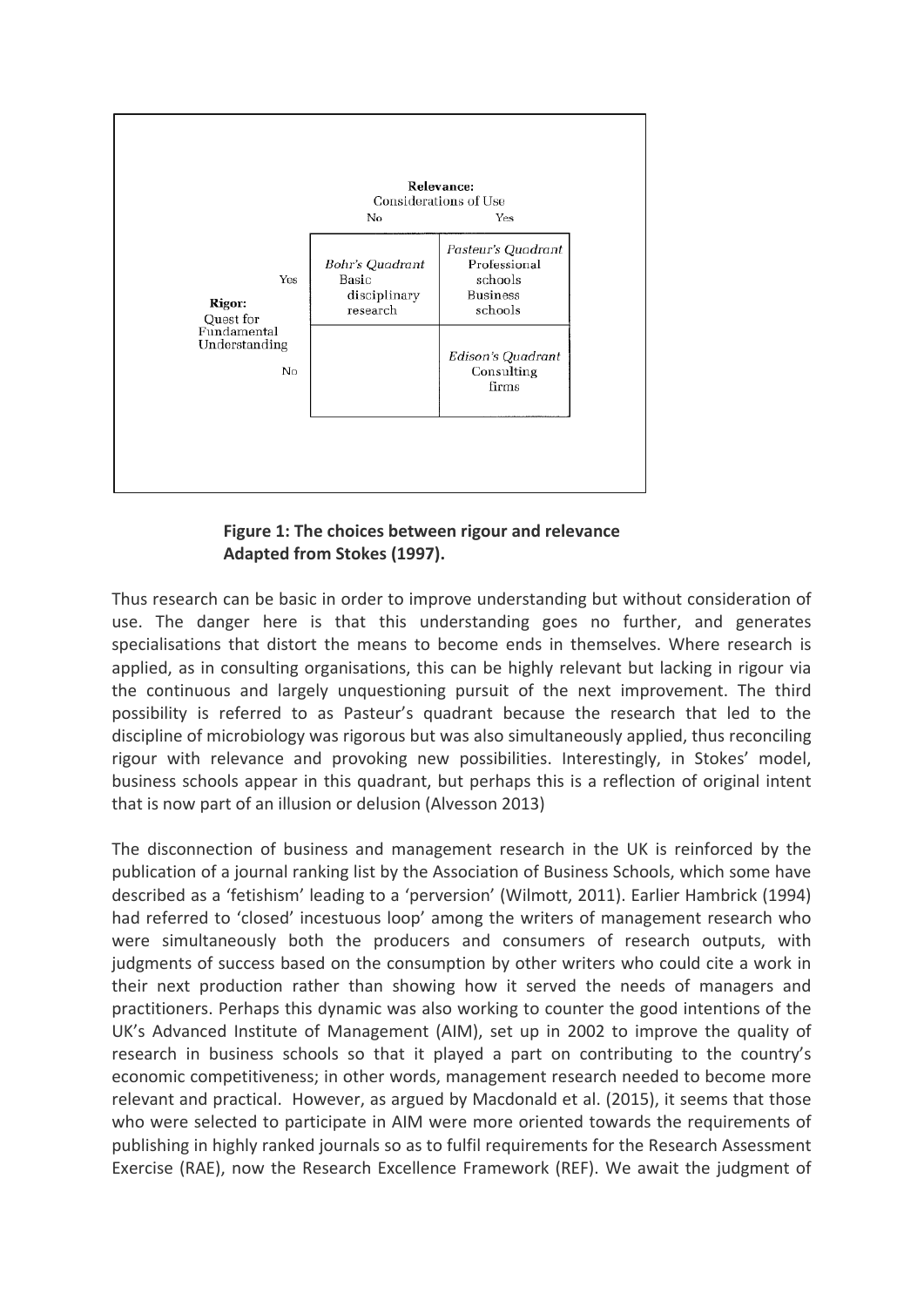| Rigor: Quest for Fundamental Understanding | Relevance: Considerations of Use — No | Relevance: Considerations of Use — Yes |
|---|---|---|
| Yes | *Bohr's Quadrant* Basic disciplinary research | *Pasteur's Quadrant* Professional schools Business schools |
| No | | *Edison's Quadrant* Consulting firms |

**Figure 1: The choices between rigour and relevance**
**Adapted from Stokes (1997).**

Thus research can be basic in order to improve understanding but without consideration of use. The danger here is that this understanding goes no further, and generates specialisations that distort the means to become ends in themselves. Where research is applied, as in consulting organisations, this can be highly relevant but lacking in rigour via the continuous and largely unquestioning pursuit of the next improvement. The third possibility is referred to as Pasteur's quadrant because the research that led to the discipline of microbiology was rigorous but was also simultaneously applied, thus reconciling rigour with relevance and provoking new possibilities. Interestingly, in Stokes' model, business schools appear in this quadrant, but perhaps this is a reflection of original intent that is now part of an illusion or delusion (Alvesson 2013)

The disconnection of business and management research in the UK is reinforced by the publication of a journal ranking list by the Association of Business Schools, which some have described as a 'fetishism' leading to a 'perversion' (Wilmott, 2011). Earlier Hambrick (1994) had referred to 'closed' incestuous loop' among the writers of management research who were simultaneously both the producers and consumers of research outputs, with judgments of success based on the consumption by other writers who could cite a work in their next production rather than showing how it served the needs of managers and practitioners. Perhaps this dynamic was also working to counter the good intentions of the UK's Advanced Institute of Management (AIM), set up in 2002 to improve the quality of research in business schools so that it played a part on contributing to the country's economic competitiveness; in other words, management research needed to become more relevant and practical. However, as argued by Macdonald et al. (2015), it seems that those who were selected to participate in AIM were more oriented towards the requirements of publishing in highly ranked journals so as to fulfil requirements for the Research Assessment Exercise (RAE), now the Research Excellence Framework (REF). We await the judgment of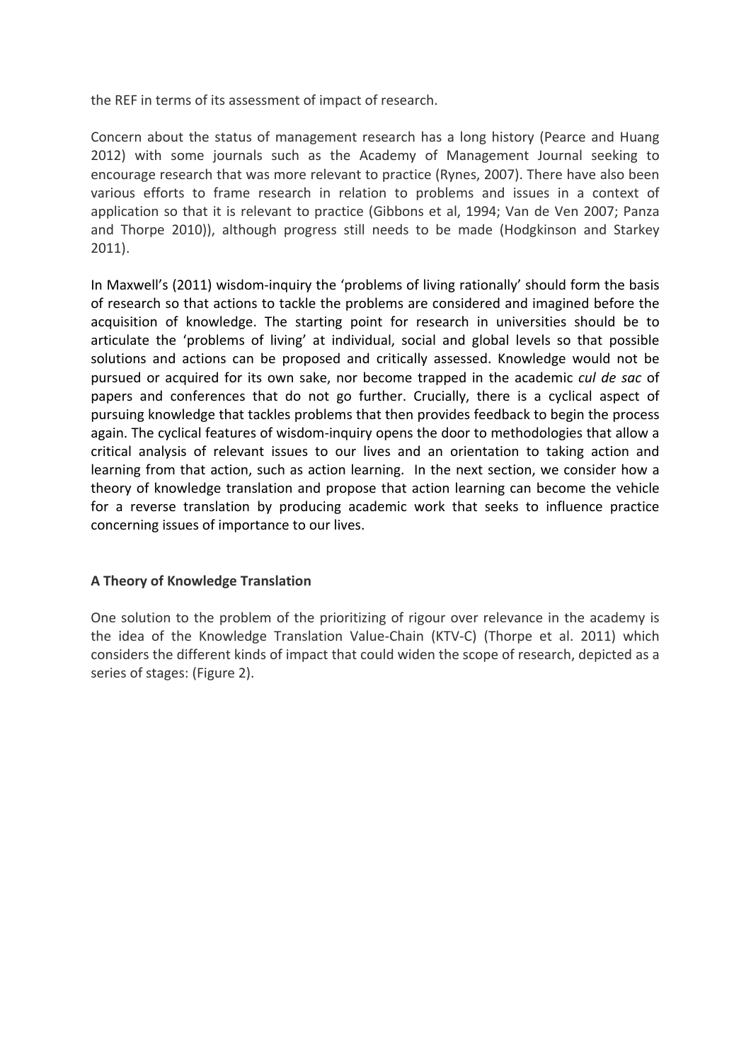the REF in terms of its assessment of impact of research.

Concern about the status of management research has a long history (Pearce and Huang 2012) with some journals such as the Academy of Management Journal seeking to encourage research that was more relevant to practice (Rynes, 2007). There have also been various efforts to frame research in relation to problems and issues in a context of application so that it is relevant to practice (Gibbons et al, 1994; Van de Ven 2007; Panza and Thorpe 2010)), although progress still needs to be made (Hodgkinson and Starkey 2011).

In Maxwell's (2011) wisdom-inquiry the 'problems of living rationally' should form the basis of research so that actions to tackle the problems are considered and imagined before the acquisition of knowledge. The starting point for research in universities should be to articulate the 'problems of living' at individual, social and global levels so that possible solutions and actions can be proposed and critically assessed. Knowledge would not be pursued or acquired for its own sake, nor become trapped in the academic *cul de sac* of papers and conferences that do not go further. Crucially, there is a cyclical aspect of pursuing knowledge that tackles problems that then provides feedback to begin the process again. The cyclical features of wisdom-inquiry opens the door to methodologies that allow a critical analysis of relevant issues to our lives and an orientation to taking action and learning from that action, such as action learning. In the next section, we consider how a theory of knowledge translation and propose that action learning can become the vehicle for a reverse translation by producing academic work that seeks to influence practice concerning issues of importance to our lives.

## A Theory of Knowledge Translation

One solution to the problem of the prioritizing of rigour over relevance in the academy is the idea of the Knowledge Translation Value-Chain (KTV-C) (Thorpe et al. 2011) which considers the different kinds of impact that could widen the scope of research, depicted as a series of stages: (Figure 2).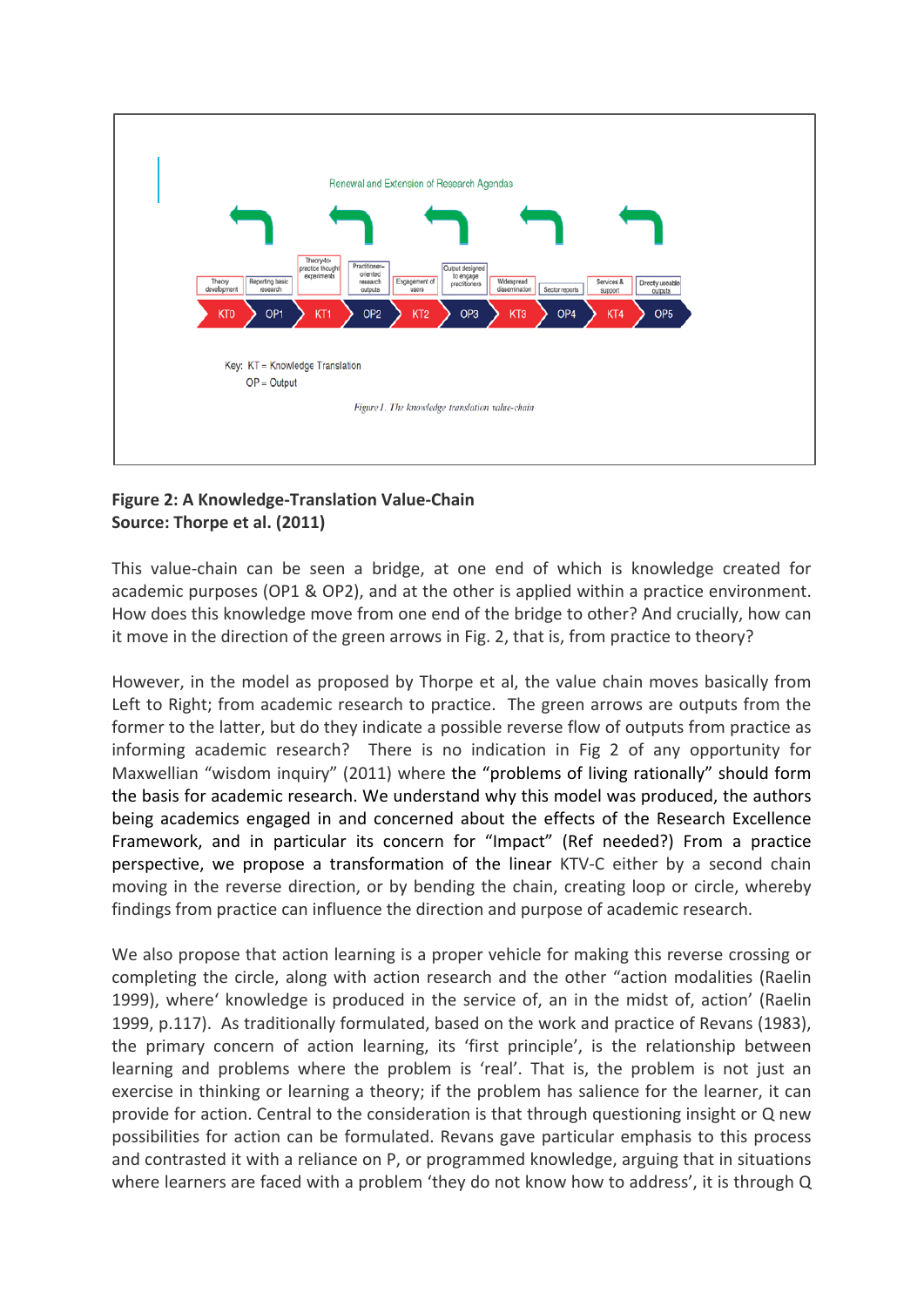Renewal and Extension of Research Agendas

| Theory development | Reporting basic research | Theory-to-practice thought experiments | Practitioner-oriented research outputs | Engagement of users | Output designed to engage practitioners | Widespread dissemination | Sector reports | Services & support | Directly useable outputs |
|---|---|---|---|---|---|---|---|---|---|
| KT0 | OP1 | KT1 | OP2 | KT2 | OP3 | KT3 | OP4 | KT4 | OP5 |

Key: KT = Knowledge Translation
OP = Output

*Figure 1. The knowledge translation value-chain*

**Figure 2: A Knowledge-Translation Value-Chain**
**Source: Thorpe et al. (2011)**

This value-chain can be seen a bridge, at one end of which is knowledge created for academic purposes (OP1 & OP2), and at the other is applied within a practice environment. How does this knowledge move from one end of the bridge to other? And crucially, how can it move in the direction of the green arrows in Fig. 2, that is, from practice to theory?

However, in the model as proposed by Thorpe et al, the value chain moves basically from Left to Right; from academic research to practice. The green arrows are outputs from the former to the latter, but do they indicate a possible reverse flow of outputs from practice as informing academic research? There is no indication in Fig 2 of any opportunity for Maxwellian "wisdom inquiry" (2011) where the "problems of living rationally" should form the basis for academic research. We understand why this model was produced, the authors being academics engaged in and concerned about the effects of the Research Excellence Framework, and in particular its concern for "Impact" (Ref needed?) From a practice perspective, we propose a transformation of the linear KTV-C either by a second chain moving in the reverse direction, or by bending the chain, creating loop or circle, whereby findings from practice can influence the direction and purpose of academic research.

We also propose that action learning is a proper vehicle for making this reverse crossing or completing the circle, along with action research and the other "action modalities (Raelin 1999), where' knowledge is produced in the service of, an in the midst of, action' (Raelin 1999, p.117). As traditionally formulated, based on the work and practice of Revans (1983), the primary concern of action learning, its 'first principle', is the relationship between learning and problems where the problem is 'real'. That is, the problem is not just an exercise in thinking or learning a theory; if the problem has salience for the learner, it can provide for action. Central to the consideration is that through questioning insight or Q new possibilities for action can be formulated. Revans gave particular emphasis to this process and contrasted it with a reliance on P, or programmed knowledge, arguing that in situations where learners are faced with a problem 'they do not know how to address', it is through Q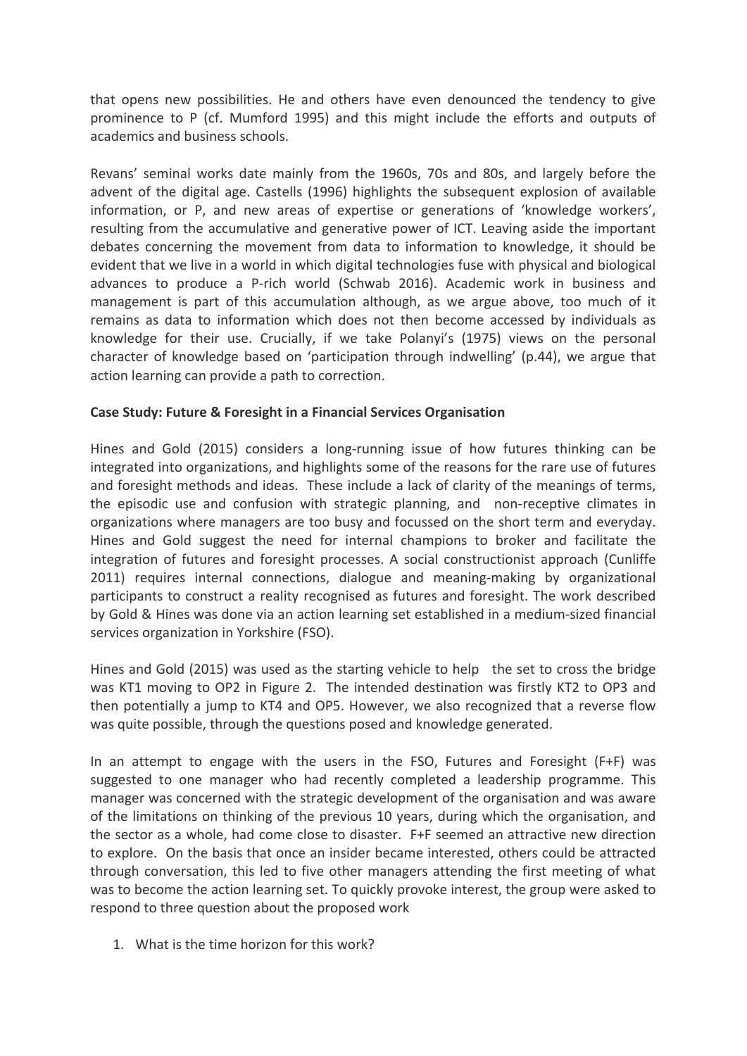that opens new possibilities. He and others have even denounced the tendency to give prominence to P (cf. Mumford 1995) and this might include the efforts and outputs of academics and business schools.

Revans' seminal works date mainly from the 1960s, 70s and 80s, and largely before the advent of the digital age. Castells (1996) highlights the subsequent explosion of available information, or P, and new areas of expertise or generations of 'knowledge workers', resulting from the accumulative and generative power of ICT. Leaving aside the important debates concerning the movement from data to information to knowledge, it should be evident that we live in a world in which digital technologies fuse with physical and biological advances to produce a P-rich world (Schwab 2016). Academic work in business and management is part of this accumulation although, as we argue above, too much of it remains as data to information which does not then become accessed by individuals as knowledge for their use. Crucially, if we take Polanyi's (1975) views on the personal character of knowledge based on 'participation through indwelling' (p.44), we argue that action learning can provide a path to correction.

**Case Study: Future & Foresight in a Financial Services Organisation**

Hines and Gold (2015) considers a long-running issue of how futures thinking can be integrated into organizations, and highlights some of the reasons for the rare use of futures and foresight methods and ideas. These include a lack of clarity of the meanings of terms, the episodic use and confusion with strategic planning, and non-receptive climates in organizations where managers are too busy and focussed on the short term and everyday. Hines and Gold suggest the need for internal champions to broker and facilitate the integration of futures and foresight processes. A social constructionist approach (Cunliffe 2011) requires internal connections, dialogue and meaning-making by organizational participants to construct a reality recognised as futures and foresight. The work described by Gold & Hines was done via an action learning set established in a medium-sized financial services organization in Yorkshire (FSO).

Hines and Gold (2015) was used as the starting vehicle to help the set to cross the bridge was KT1 moving to OP2 in Figure 2. The intended destination was firstly KT2 to OP3 and then potentially a jump to KT4 and OP5. However, we also recognized that a reverse flow was quite possible, through the questions posed and knowledge generated.

In an attempt to engage with the users in the FSO, Futures and Foresight (F+F) was suggested to one manager who had recently completed a leadership programme. This manager was concerned with the strategic development of the organisation and was aware of the limitations on thinking of the previous 10 years, during which the organisation, and the sector as a whole, had come close to disaster. F+F seemed an attractive new direction to explore. On the basis that once an insider became interested, others could be attracted through conversation, this led to five other managers attending the first meeting of what was to become the action learning set. To quickly provoke interest, the group were asked to respond to three question about the proposed work

1. What is the time horizon for this work?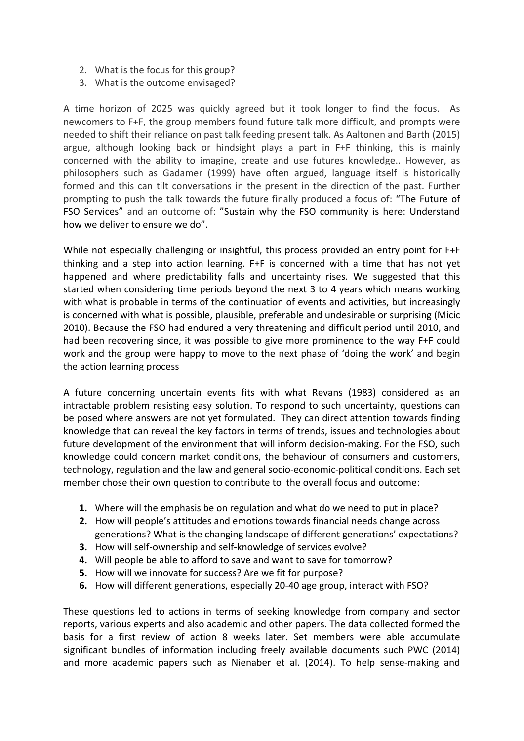2. What is the focus for this group?
3. What is the outcome envisaged?

A time horizon of 2025 was quickly agreed but it took longer to find the focus. As newcomers to F+F, the group members found future talk more difficult, and prompts were needed to shift their reliance on past talk feeding present talk. As Aaltonen and Barth (2015) argue, although looking back or hindsight plays a part in F+F thinking, this is mainly concerned with the ability to imagine, create and use futures knowledge.. However, as philosophers such as Gadamer (1999) have often argued, language itself is historically formed and this can tilt conversations in the present in the direction of the past. Further prompting to push the talk towards the future finally produced a focus of: "The Future of FSO Services" and an outcome of: "Sustain why the FSO community is here: Understand how we deliver to ensure we do".

While not especially challenging or insightful, this process provided an entry point for F+F thinking and a step into action learning. F+F is concerned with a time that has not yet happened and where predictability falls and uncertainty rises. We suggested that this started when considering time periods beyond the next 3 to 4 years which means working with what is probable in terms of the continuation of events and activities, but increasingly is concerned with what is possible, plausible, preferable and undesirable or surprising (Micic 2010). Because the FSO had endured a very threatening and difficult period until 2010, and had been recovering since, it was possible to give more prominence to the way F+F could work and the group were happy to move to the next phase of 'doing the work' and begin the action learning process

A future concerning uncertain events fits with what Revans (1983) considered as an intractable problem resisting easy solution. To respond to such uncertainty, questions can be posed where answers are not yet formulated. They can direct attention towards finding knowledge that can reveal the key factors in terms of trends, issues and technologies about future development of the environment that will inform decision-making. For the FSO, such knowledge could concern market conditions, the behaviour of consumers and customers, technology, regulation and the law and general socio-economic-political conditions. Each set member chose their own question to contribute to the overall focus and outcome:

1. Where will the emphasis be on regulation and what do we need to put in place?
2. How will people's attitudes and emotions towards financial needs change across generations? What is the changing landscape of different generations' expectations?
3. How will self-ownership and self-knowledge of services evolve?
4. Will people be able to afford to save and want to save for tomorrow?
5. How will we innovate for success? Are we fit for purpose?
6. How will different generations, especially 20-40 age group, interact with FSO?

These questions led to actions in terms of seeking knowledge from company and sector reports, various experts and also academic and other papers. The data collected formed the basis for a first review of action 8 weeks later. Set members were able accumulate significant bundles of information including freely available documents such PWC (2014) and more academic papers such as Nienaber et al. (2014). To help sense-making and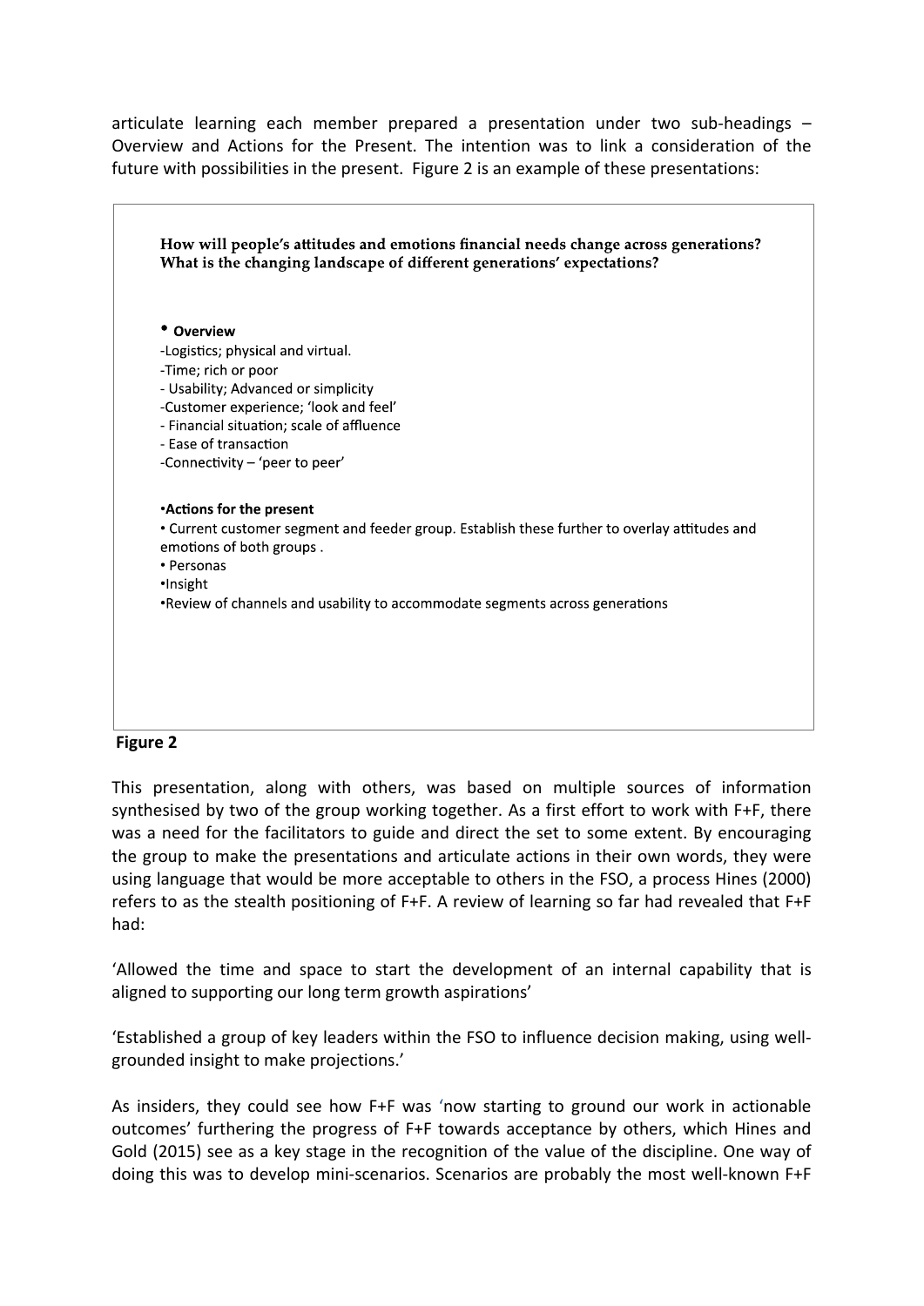articulate learning each member prepared a presentation under two sub-headings – Overview and Actions for the Present. The intention was to link a consideration of the future with possibilities in the present. Figure 2 is an example of these presentations:

**How will people's attitudes and emotions financial needs change across generations? What is the changing landscape of different generations' expectations?**

- **Overview**

-Logistics; physical and virtual.
-Time; rich or poor
- Usability; Advanced or simplicity
-Customer experience; 'look and feel'
- Financial situation; scale of affluence
- Ease of transaction
-Connectivity – 'peer to peer'

**•Actions for the present**

- Current customer segment and feeder group. Establish these further to overlay attitudes and emotions of both groups .
- Personas
- Insight
- Review of channels and usability to accommodate segments across generations

**Figure 2**

This presentation, along with others, was based on multiple sources of information synthesised by two of the group working together. As a first effort to work with F+F, there was a need for the facilitators to guide and direct the set to some extent. By encouraging the group to make the presentations and articulate actions in their own words, they were using language that would be more acceptable to others in the FSO, a process Hines (2000) refers to as the stealth positioning of F+F. A review of learning so far had revealed that F+F had:

'Allowed the time and space to start the development of an internal capability that is aligned to supporting our long term growth aspirations'

'Established a group of key leaders within the FSO to influence decision making, using well-grounded insight to make projections.'

As insiders, they could see how F+F was 'now starting to ground our work in actionable outcomes' furthering the progress of F+F towards acceptance by others, which Hines and Gold (2015) see as a key stage in the recognition of the value of the discipline. One way of doing this was to develop mini-scenarios. Scenarios are probably the most well-known F+F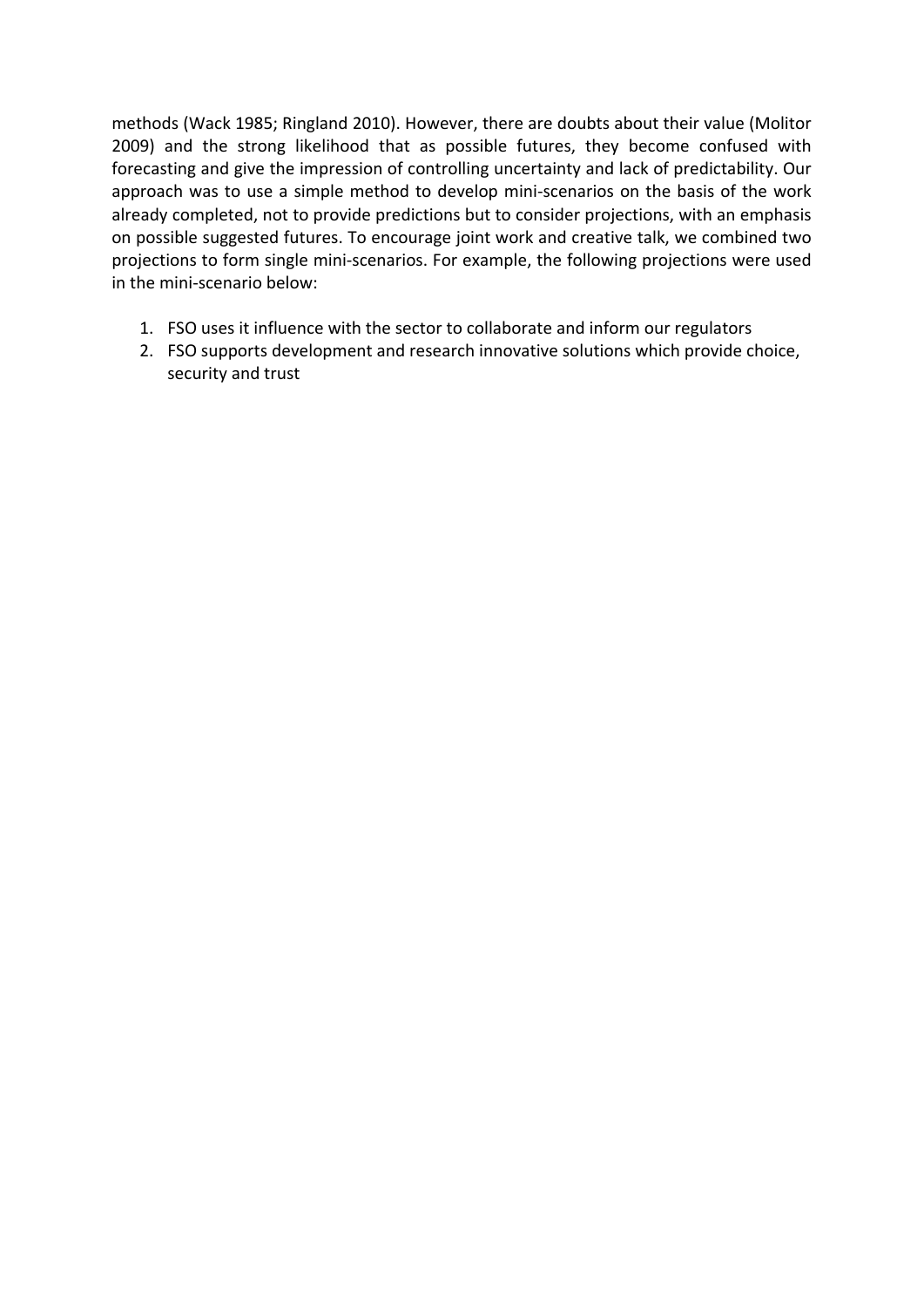methods (Wack 1985; Ringland 2010). However, there are doubts about their value (Molitor 2009) and the strong likelihood that as possible futures, they become confused with forecasting and give the impression of controlling uncertainty and lack of predictability. Our approach was to use a simple method to develop mini-scenarios on the basis of the work already completed, not to provide predictions but to consider projections, with an emphasis on possible suggested futures. To encourage joint work and creative talk, we combined two projections to form single mini-scenarios. For example, the following projections were used in the mini-scenario below:

1. FSO uses it influence with the sector to collaborate and inform our regulators
2. FSO supports development and research innovative solutions which provide choice, security and trust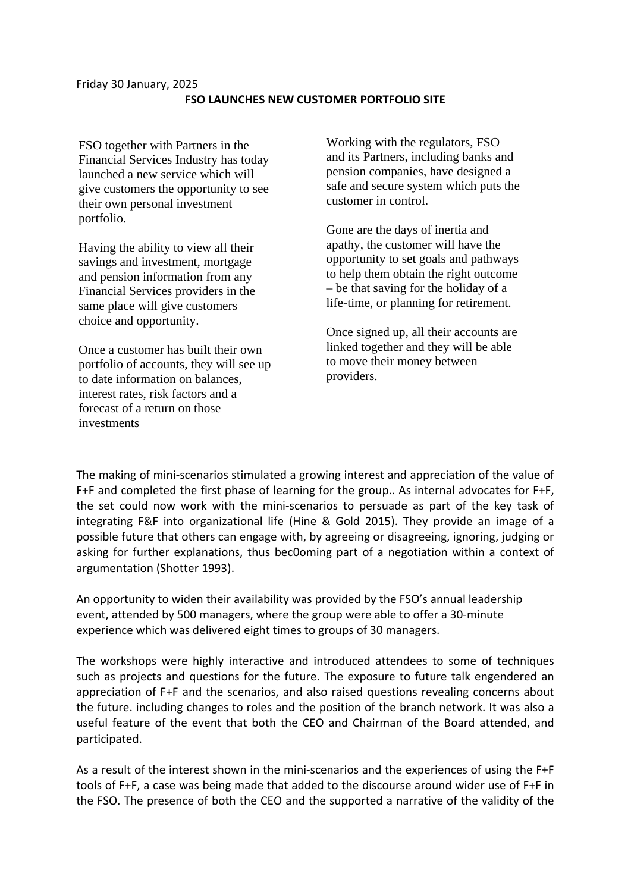Friday 30 January, 2025

**FSO LAUNCHES NEW CUSTOMER PORTFOLIO SITE**

FSO together with Partners in the Financial Services Industry has today launched a new service which will give customers the opportunity to see their own personal investment portfolio.

Having the ability to view all their savings and investment, mortgage and pension information from any Financial Services providers in the same place will give customers choice and opportunity.

Once a customer has built their own portfolio of accounts, they will see up to date information on balances, interest rates, risk factors and a forecast of a return on those investments

Working with the regulators, FSO and its Partners, including banks and pension companies, have designed a safe and secure system which puts the customer in control.

Gone are the days of inertia and apathy, the customer will have the opportunity to set goals and pathways to help them obtain the right outcome – be that saving for the holiday of a life-time, or planning for retirement.

Once signed up, all their accounts are linked together and they will be able to move their money between providers.

The making of mini-scenarios stimulated a growing interest and appreciation of the value of F+F and completed the first phase of learning for the group.. As internal advocates for F+F, the set could now work with the mini-scenarios to persuade as part of the key task of integrating F&F into organizational life (Hine & Gold 2015). They provide an image of a possible future that others can engage with, by agreeing or disagreeing, ignoring, judging or asking for further explanations, thus bec0oming part of a negotiation within a context of argumentation (Shotter 1993).

An opportunity to widen their availability was provided by the FSO's annual leadership event, attended by 500 managers, where the group were able to offer a 30-minute experience which was delivered eight times to groups of 30 managers.

The workshops were highly interactive and introduced attendees to some of techniques such as projects and questions for the future. The exposure to future talk engendered an appreciation of F+F and the scenarios, and also raised questions revealing concerns about the future. including changes to roles and the position of the branch network. It was also a useful feature of the event that both the CEO and Chairman of the Board attended, and participated.

As a result of the interest shown in the mini-scenarios and the experiences of using the F+F tools of F+F, a case was being made that added to the discourse around wider use of F+F in the FSO. The presence of both the CEO and the supported a narrative of the validity of the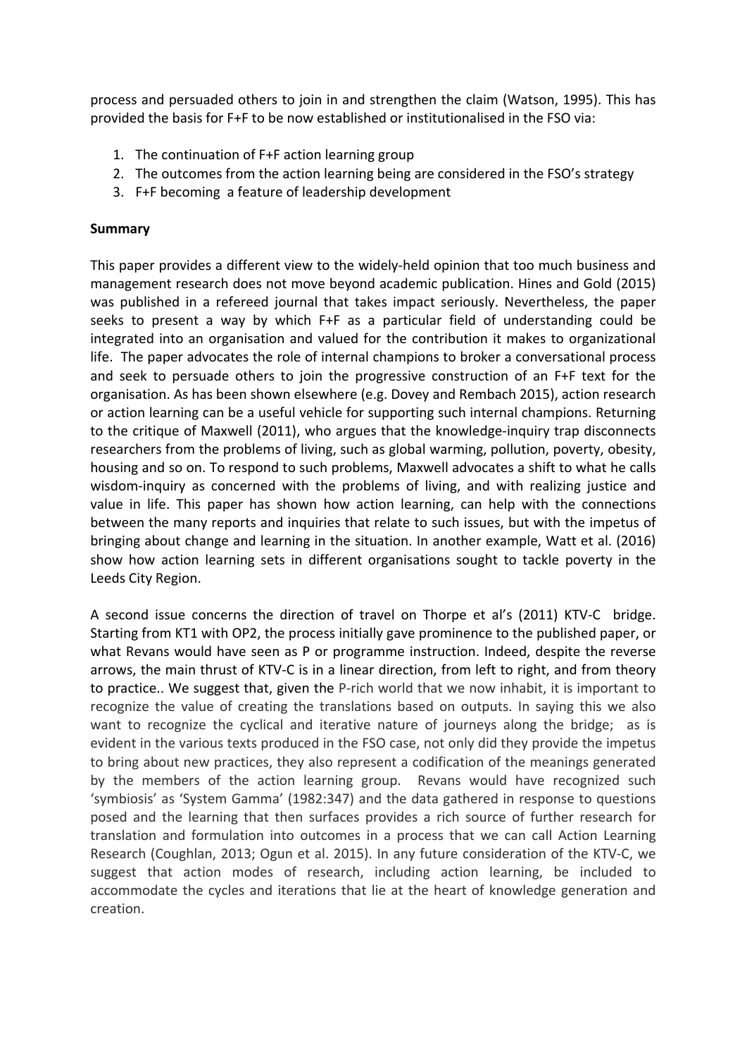process and persuaded others to join in and strengthen the claim (Watson, 1995). This has provided the basis for F+F to be now established or institutionalised in the FSO via:

1. The continuation of F+F action learning group
2. The outcomes from the action learning being are considered in the FSO's strategy
3. F+F becoming a feature of leadership development

**Summary**

This paper provides a different view to the widely-held opinion that too much business and management research does not move beyond academic publication. Hines and Gold (2015) was published in a refereed journal that takes impact seriously. Nevertheless, the paper seeks to present a way by which F+F as a particular field of understanding could be integrated into an organisation and valued for the contribution it makes to organizational life. The paper advocates the role of internal champions to broker a conversational process and seek to persuade others to join the progressive construction of an F+F text for the organisation. As has been shown elsewhere (e.g. Dovey and Rembach 2015), action research or action learning can be a useful vehicle for supporting such internal champions. Returning to the critique of Maxwell (2011), who argues that the knowledge-inquiry trap disconnects researchers from the problems of living, such as global warming, pollution, poverty, obesity, housing and so on. To respond to such problems, Maxwell advocates a shift to what he calls wisdom-inquiry as concerned with the problems of living, and with realizing justice and value in life. This paper has shown how action learning, can help with the connections between the many reports and inquiries that relate to such issues, but with the impetus of bringing about change and learning in the situation. In another example, Watt et al. (2016) show how action learning sets in different organisations sought to tackle poverty in the Leeds City Region.

A second issue concerns the direction of travel on Thorpe et al's (2011) KTV-C bridge. Starting from KT1 with OP2, the process initially gave prominence to the published paper, or what Revans would have seen as P or programme instruction. Indeed, despite the reverse arrows, the main thrust of KTV-C is in a linear direction, from left to right, and from theory to practice.. We suggest that, given the P-rich world that we now inhabit, it is important to recognize the value of creating the translations based on outputs. In saying this we also want to recognize the cyclical and iterative nature of journeys along the bridge; as is evident in the various texts produced in the FSO case, not only did they provide the impetus to bring about new practices, they also represent a codification of the meanings generated by the members of the action learning group. Revans would have recognized such 'symbiosis' as 'System Gamma' (1982:347) and the data gathered in response to questions posed and the learning that then surfaces provides a rich source of further research for translation and formulation into outcomes in a process that we can call Action Learning Research (Coughlan, 2013; Ogun et al. 2015). In any future consideration of the KTV-C, we suggest that action modes of research, including action learning, be included to accommodate the cycles and iterations that lie at the heart of knowledge generation and creation.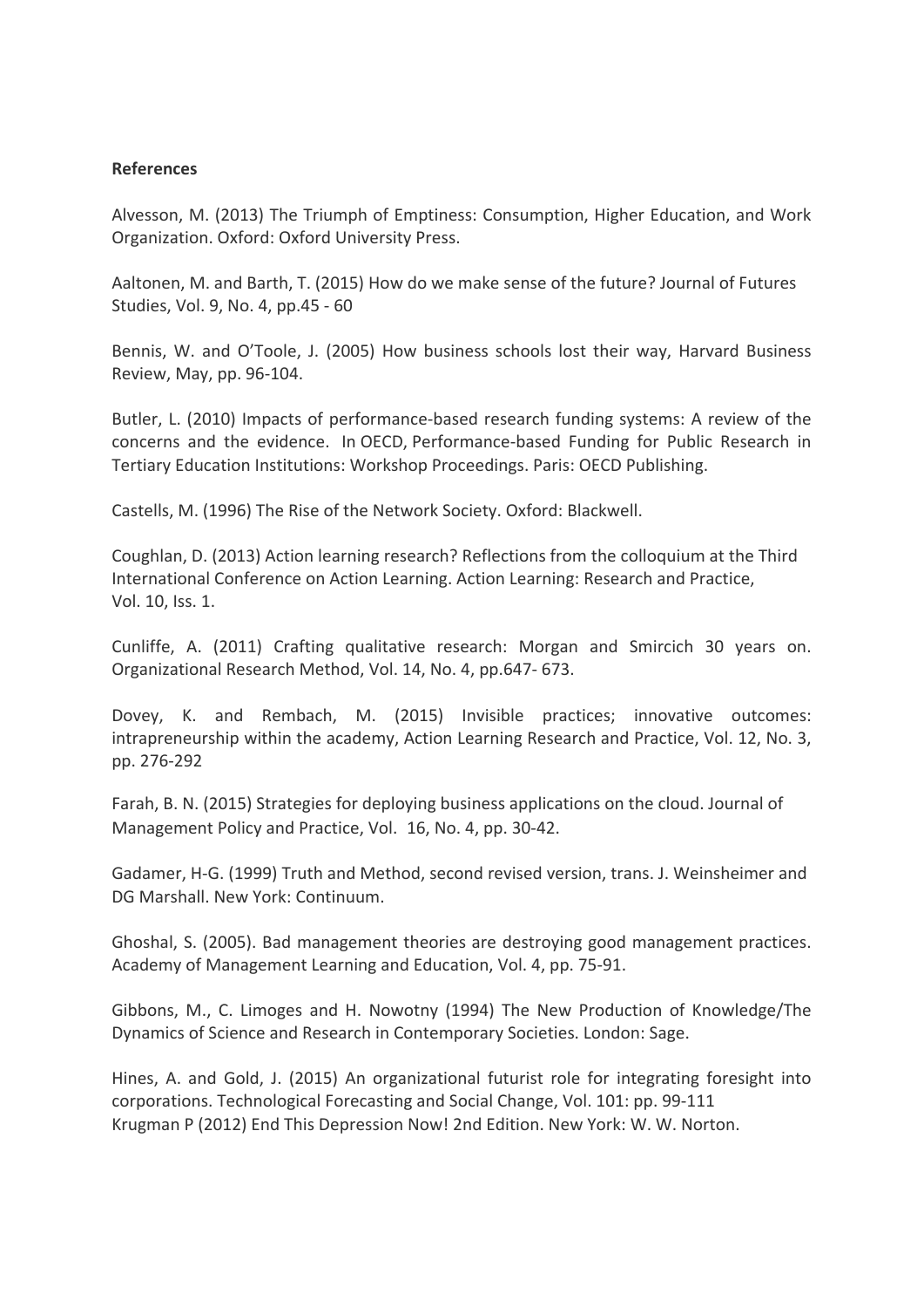**References**

Alvesson, M. (2013) The Triumph of Emptiness: Consumption, Higher Education, and Work Organization. Oxford: Oxford University Press.

Aaltonen, M. and Barth, T. (2015) How do we make sense of the future? Journal of Futures Studies, Vol. 9, No. 4, pp.45 - 60

Bennis, W. and O'Toole, J. (2005) How business schools lost their way, Harvard Business Review, May, pp. 96-104.

Butler, L. (2010) Impacts of performance-based research funding systems: A review of the concerns and the evidence. In OECD, Performance-based Funding for Public Research in Tertiary Education Institutions: Workshop Proceedings. Paris: OECD Publishing.

Castells, M. (1996) The Rise of the Network Society. Oxford: Blackwell.

Coughlan, D. (2013) Action learning research? Reflections from the colloquium at the Third International Conference on Action Learning. Action Learning: Research and Practice, Vol. 10, Iss. 1.

Cunliffe, A. (2011) Crafting qualitative research: Morgan and Smircich 30 years on. Organizational Research Method, Vol. 14, No. 4, pp.647- 673.

Dovey, K. and Rembach, M. (2015) Invisible practices; innovative outcomes: intrapreneurship within the academy, Action Learning Research and Practice, Vol. 12, No. 3, pp. 276-292

Farah, B. N. (2015) Strategies for deploying business applications on the cloud. Journal of Management Policy and Practice, Vol. 16, No. 4, pp. 30-42.

Gadamer, H-G. (1999) Truth and Method, second revised version, trans. J. Weinsheimer and DG Marshall. New York: Continuum.

Ghoshal, S. (2005). Bad management theories are destroying good management practices. Academy of Management Learning and Education, Vol. 4, pp. 75-91.

Gibbons, M., C. Limoges and H. Nowotny (1994) The New Production of Knowledge/The Dynamics of Science and Research in Contemporary Societies. London: Sage.

Hines, A. and Gold, J. (2015) An organizational futurist role for integrating foresight into corporations. Technological Forecasting and Social Change, Vol. 101: pp. 99-111

Krugman P (2012) End This Depression Now! 2nd Edition. New York: W. W. Norton.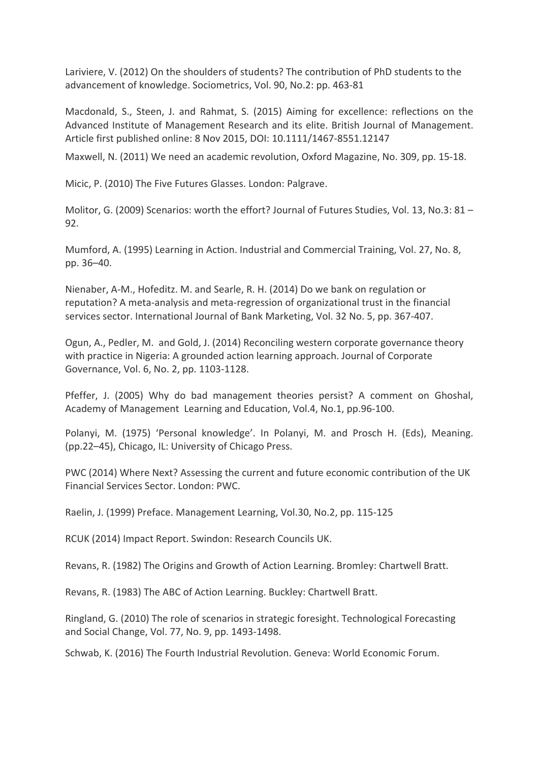Lariviere, V. (2012) On the shoulders of students? The contribution of PhD students to the advancement of knowledge. Sociometrics, Vol. 90, No.2: pp. 463-81

Macdonald, S., Steen, J. and Rahmat, S. (2015) Aiming for excellence: reflections on the Advanced Institute of Management Research and its elite. British Journal of Management. Article first published online: 8 Nov 2015, DOI: 10.1111/1467-8551.12147

Maxwell, N. (2011) We need an academic revolution, Oxford Magazine, No. 309, pp. 15-18.

Micic, P. (2010) The Five Futures Glasses. London: Palgrave.

Molitor, G. (2009) Scenarios: worth the effort? Journal of Futures Studies, Vol. 13, No.3: 81 – 92.

Mumford, A. (1995) Learning in Action. Industrial and Commercial Training, Vol. 27, No. 8, pp. 36–40.

Nienaber, A-M., Hofeditz. M. and Searle, R. H. (2014) Do we bank on regulation or reputation? A meta-analysis and meta-regression of organizational trust in the financial services sector. International Journal of Bank Marketing, Vol. 32 No. 5, pp. 367-407.

Ogun, A., Pedler, M. and Gold, J. (2014) Reconciling western corporate governance theory with practice in Nigeria: A grounded action learning approach. Journal of Corporate Governance, Vol. 6, No. 2, pp. 1103-1128.

Pfeffer, J. (2005) Why do bad management theories persist? A comment on Ghoshal, Academy of Management Learning and Education, Vol.4, No.1, pp.96-100.

Polanyi, M. (1975) 'Personal knowledge'. In Polanyi, M. and Prosch H. (Eds), Meaning. (pp.22–45), Chicago, IL: University of Chicago Press.

PWC (2014) Where Next? Assessing the current and future economic contribution of the UK Financial Services Sector. London: PWC.

Raelin, J. (1999) Preface. Management Learning, Vol.30, No.2, pp. 115-125

RCUK (2014) Impact Report. Swindon: Research Councils UK.

Revans, R. (1982) The Origins and Growth of Action Learning. Bromley: Chartwell Bratt.

Revans, R. (1983) The ABC of Action Learning. Buckley: Chartwell Bratt.

Ringland, G. (2010) The role of scenarios in strategic foresight. Technological Forecasting and Social Change, Vol. 77, No. 9, pp. 1493-1498.

Schwab, K. (2016) The Fourth Industrial Revolution. Geneva: World Economic Forum.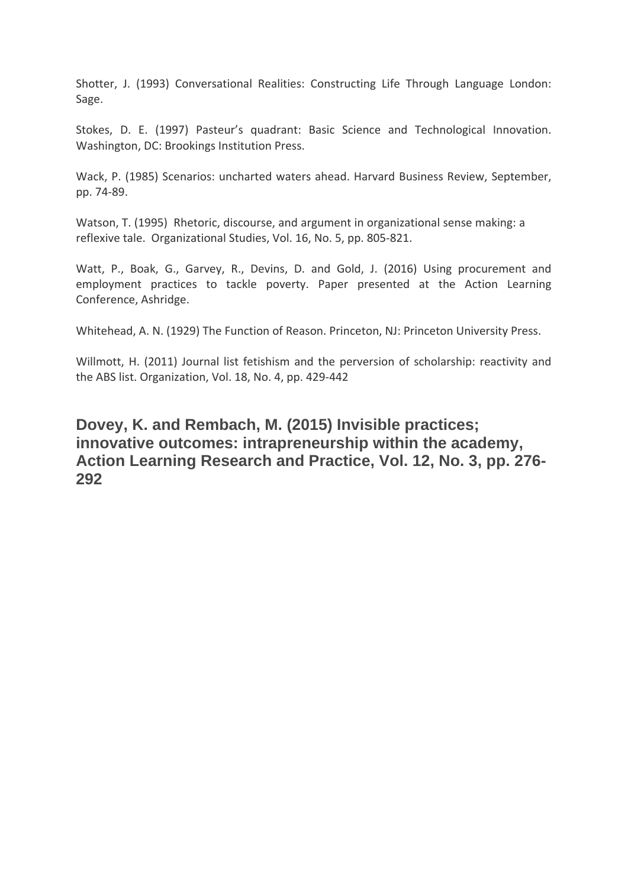Shotter, J. (1993) Conversational Realities: Constructing Life Through Language London: Sage.

Stokes, D. E. (1997) Pasteur's quadrant: Basic Science and Technological Innovation. Washington, DC: Brookings Institution Press.

Wack, P. (1985) Scenarios: uncharted waters ahead. Harvard Business Review, September, pp. 74-89.

Watson, T. (1995) Rhetoric, discourse, and argument in organizational sense making: a reflexive tale. Organizational Studies, Vol. 16, No. 5, pp. 805-821.

Watt, P., Boak, G., Garvey, R., Devins, D. and Gold, J. (2016) Using procurement and employment practices to tackle poverty. Paper presented at the Action Learning Conference, Ashridge.

Whitehead, A. N. (1929) The Function of Reason. Princeton, NJ: Princeton University Press.

Willmott, H. (2011) Journal list fetishism and the perversion of scholarship: reactivity and the ABS list. Organization, Vol. 18, No. 4, pp. 429-442

**Dovey, K. and Rembach, M. (2015) Invisible practices; innovative outcomes: intrapreneurship within the academy, Action Learning Research and Practice, Vol. 12, No. 3, pp. 276-292**